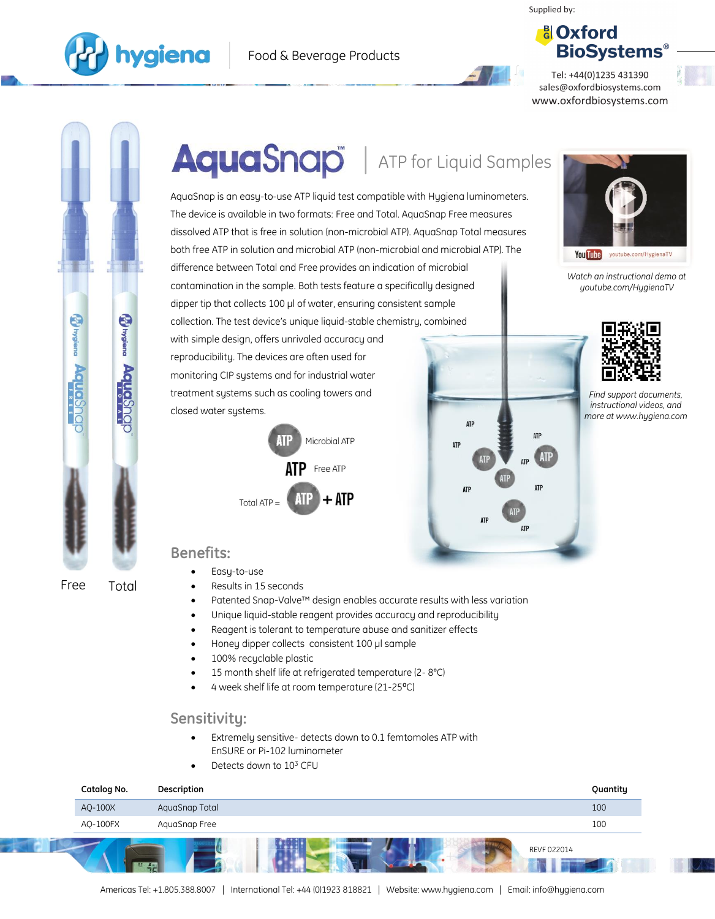hygiena | Food & Beverage Products

Supplied by:
**Oxford BioSystems®**
Tel: +44(0)1235 431390
sales@oxfordbiosystems.com
www.oxfordbiosystems.com

# AquaSnap™ | ATP for Liquid Samples

AquaSnap is an easy-to-use ATP liquid test compatible with Hygiena luminometers. The device is available in two formats: Free and Total. AquaSnap Free measures dissolved ATP that is free in solution (non-microbial ATP). AquaSnap Total measures both free ATP in solution and microbial ATP (non-microbial and microbial ATP). The difference between Total and Free provides an indication of microbial contamination in the sample. Both tests feature a specifically designed dipper tip that collects 100 µl of water, ensuring consistent sample collection. The test device's unique liquid-stable chemistry, combined with simple design, offers unrivaled accuracy and reproducibility. The devices are often used for monitoring CIP systems and for industrial water treatment systems such as cooling towers and closed water systems.

ATP Microbial ATP

ATP Free ATP

Total ATP = ATP + ATP

Free Total

*Watch an instructional demo at youtube.com/HygienaTV*

*Find support documents, instructional videos, and more at www.hygiena.com*

## Benefits:

- Easy-to-use
- Results in 15 seconds
- Patented Snap-Valve™ design enables accurate results with less variation
- Unique liquid-stable reagent provides accuracy and reproducibility
- Reagent is tolerant to temperature abuse and sanitizer effects
- Honey dipper collects consistent 100 µl sample
- 100% recyclable plastic
- 15 month shelf life at refrigerated temperature (2- 8°C)
- 4 week shelf life at room temperature (21-25ºC)

## Sensitivity:

- Extremely sensitive- detects down to 0.1 femtomoles ATP with EnSURE or Pi-102 luminometer
- Detects down to $10^3$ CFU

| Catalog No. | Description | Quantity |
|---|---|---|
| AQ-100X | AquaSnap Total | 100 |
| AQ-100FX | AquaSnap Free | 100 |

REVF 022014

Americas Tel: +1.805.388.8007 | International Tel: +44 (0)1923 818821 | Website: www.hygiena.com | Email: info@hygiena.com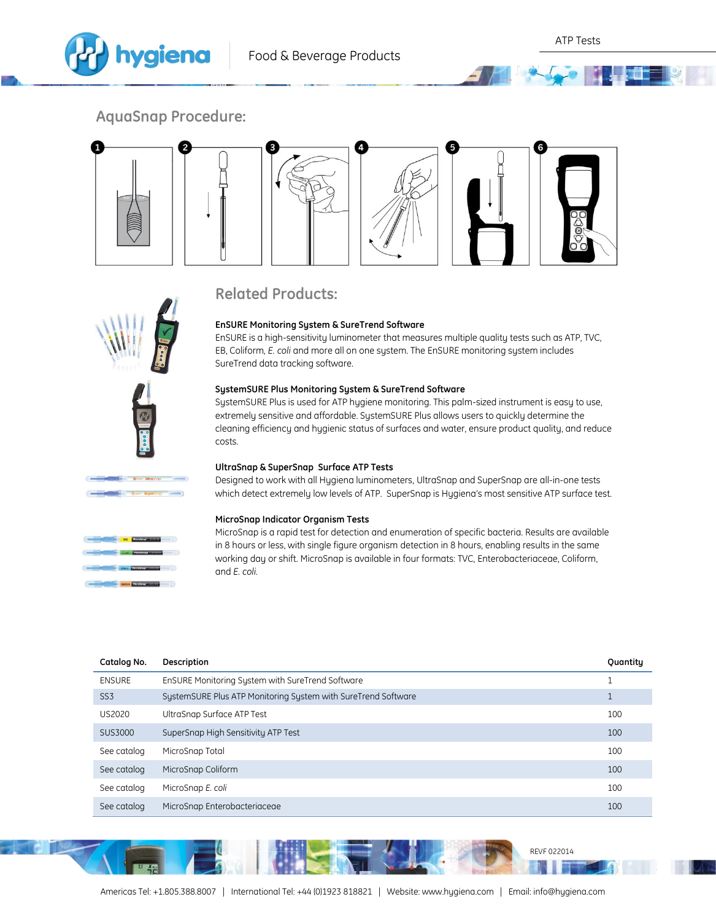## AquaSnap Procedure:

1 2 3 4 5 6

## Related Products:

**EnSURE Monitoring System & SureTrend Software**
EnSURE is a high-sensitivity luminometer that measures multiple quality tests such as ATP, TVC, EB, Coliform, *E. coli* and more all on one system. The EnSURE monitoring system includes SureTrend data tracking software.

**SystemSURE Plus Monitoring System & SureTrend Software**
SystemSURE Plus is used for ATP hygiene monitoring. This palm-sized instrument is easy to use, extremely sensitive and affordable. SystemSURE Plus allows users to quickly determine the cleaning efficiency and hygienic status of surfaces and water, ensure product quality, and reduce costs.

**UltraSnap & SuperSnap Surface ATP Tests**
Designed to work with all Hygiena luminometers, UltraSnap and SuperSnap are all-in-one tests which detect extremely low levels of ATP. SuperSnap is Hygiena's most sensitive ATP surface test.

**MicroSnap Indicator Organism Tests**
MicroSnap is a rapid test for detection and enumeration of specific bacteria. Results are available in 8 hours or less, with single figure organism detection in 8 hours, enabling results in the same working day or shift. MicroSnap is available in four formats: TVC, Enterobacteriaceae, Coliform, and *E. coli*.

| Catalog No. | Description | Quantity |
|---|---|---|
| ENSURE | EnSURE Monitoring System with SureTrend Software | 1 |
| SS3 | SystemSURE Plus ATP Monitoring System with SureTrend Software | 1 |
| US2020 | UltraSnap Surface ATP Test | 100 |
| SUS3000 | SuperSnap High Sensitivity ATP Test | 100 |
| See catalog | MicroSnap Total | 100 |
| See catalog | MicroSnap Coliform | 100 |
| See catalog | MicroSnap *E. coli* | 100 |
| See catalog | MicroSnap Enterobacteriaceae | 100 |

REVF 022014

Americas Tel: +1.805.388.8007 | International Tel: +44 (0)1923 818821 | Website: www.hygiena.com | Email: info@hygiena.com